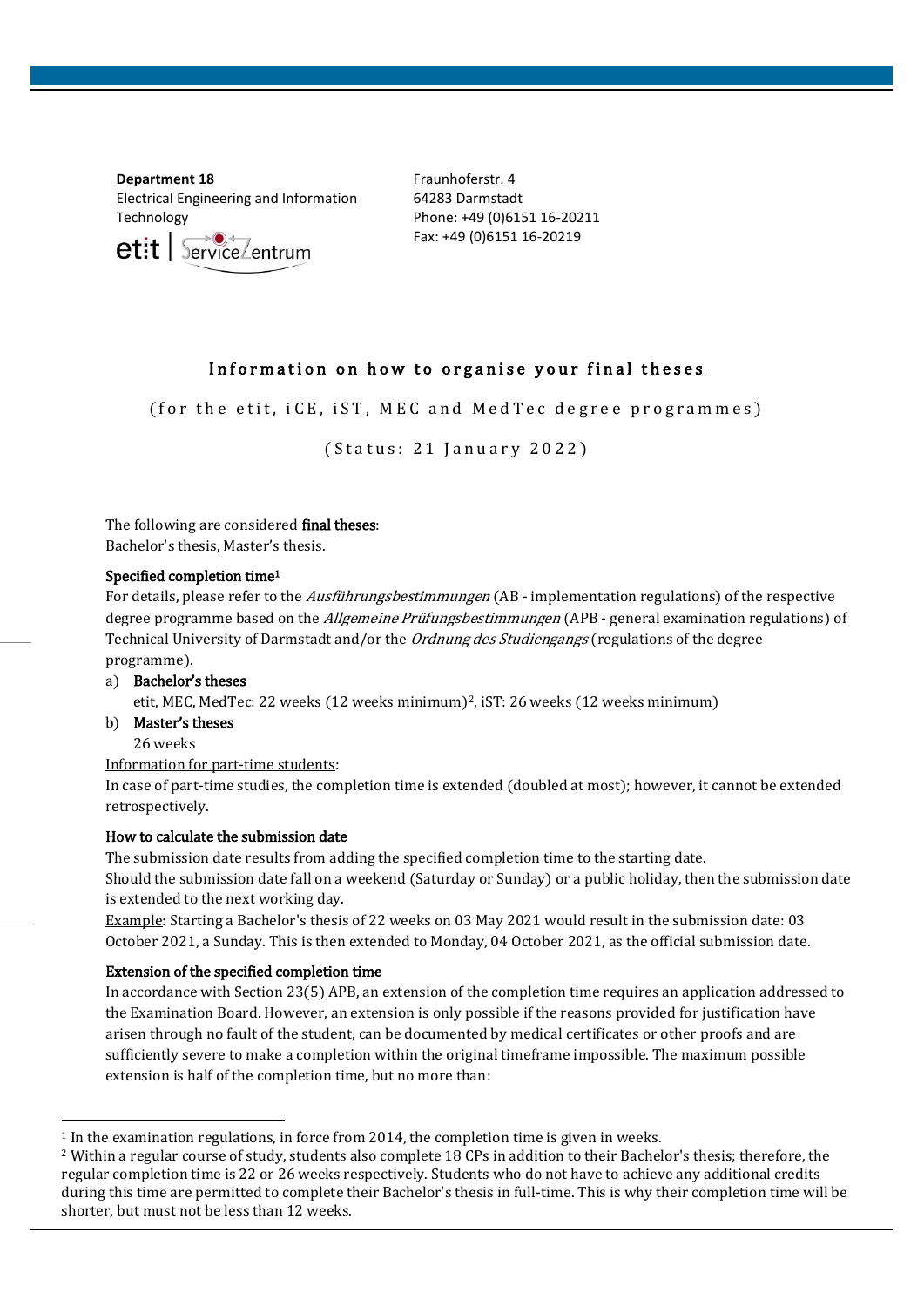**Department 18**
Electrical Engineering and Information Technology

Fraunhoferstr. 4
64283 Darmstadt
Phone: +49 (0)6151 16-20211
Fax: +49 (0)6151 16-20219

# Information on how to organise your final theses

(for the etit, iCE, iST, MEC and MedTec degree programmes)

(Status: 21 January 2022)

The following are considered **final theses**:
Bachelor's thesis, Master's thesis.

**Specified completion time**[1]

For details, please refer to the *Ausführungsbestimmungen* (AB - implementation regulations) of the respective degree programme based on the *Allgemeine Prüfungsbestimmungen* (APB - general examination regulations) of Technical University of Darmstadt and/or the *Ordnung des Studiengangs* (regulations of the degree programme).

a) **Bachelor's theses**
   etit, MEC, MedTec: 22 weeks (12 weeks minimum)[2], iST: 26 weeks (12 weeks minimum)
b) **Master's theses**
   26 weeks

Information for part-time students:
In case of part-time studies, the completion time is extended (doubled at most); however, it cannot be extended retrospectively.

**How to calculate the submission date**

The submission date results from adding the specified completion time to the starting date.
Should the submission date fall on a weekend (Saturday or Sunday) or a public holiday, then the submission date is extended to the next working day.
Example: Starting a Bachelor's thesis of 22 weeks on 03 May 2021 would result in the submission date: 03 October 2021, a Sunday. This is then extended to Monday, 04 October 2021, as the official submission date.

**Extension of the specified completion time**

In accordance with Section 23(5) APB, an extension of the completion time requires an application addressed to the Examination Board. However, an extension is only possible if the reasons provided for justification have arisen through no fault of the student, can be documented by medical certificates or other proofs and are sufficiently severe to make a completion within the original timeframe impossible. The maximum possible extension is half of the completion time, but no more than:

---

[1] In the examination regulations, in force from 2014, the completion time is given in weeks.

[2] Within a regular course of study, students also complete 18 CPs in addition to their Bachelor's thesis; therefore, the regular completion time is 22 or 26 weeks respectively. Students who do not have to achieve any additional credits during this time are permitted to complete their Bachelor's thesis in full-time. This is why their completion time will be shorter, but must not be less than 12 weeks.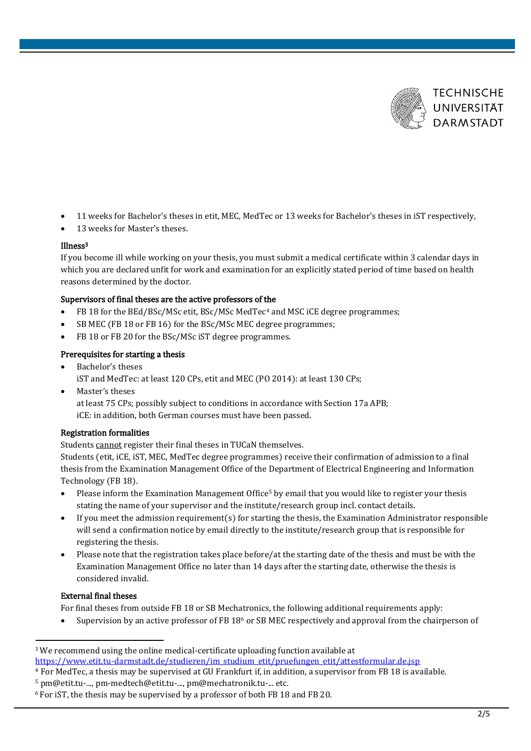- 11 weeks for Bachelor's theses in etit, MEC, MedTec or 13 weeks for Bachelor's theses in iST respectively,
- 13 weeks for Master's theses.

**Illness**[3]

If you become ill while working on your thesis, you must submit a medical certificate within 3 calendar days in which you are declared unfit for work and examination for an explicitly stated period of time based on health reasons determined by the doctor.

**Supervisors of final theses are the active professors of the**

- FB 18 for the BEd/BSc/MSc etit, BSc/MSc MedTec[4] and MSC iCE degree programmes;
- SB MEC (FB 18 or FB 16) for the BSc/MSc MEC degree programmes;
- FB 18 or FB 20 for the BSc/MSc iST degree programmes.

**Prerequisites for starting a thesis**

- Bachelor's theses
  iST and MedTec: at least 120 CPs, etit and MEC (PO 2014): at least 130 CPs;
- Master's theses
  at least 75 CPs; possibly subject to conditions in accordance with Section 17a APB;
  iCE: in addition, both German courses must have been passed.

**Registration formalities**

Students cannot register their final theses in TUCaN themselves.

Students (etit, iCE, iST, MEC, MedTec degree programmes) receive their confirmation of admission to a final thesis from the Examination Management Office of the Department of Electrical Engineering and Information Technology (FB 18).

- Please inform the Examination Management Office[5] by email that you would like to register your thesis stating the name of your supervisor and the institute/research group incl. contact details.
- If you meet the admission requirement(s) for starting the thesis, the Examination Administrator responsible will send a confirmation notice by email directly to the institute/research group that is responsible for registering the thesis.
- Please note that the registration takes place before/at the starting date of the thesis and must be with the Examination Management Office no later than 14 days after the starting date, otherwise the thesis is considered invalid.

**External final theses**

For final theses from outside FB 18 or SB Mechatronics, the following additional requirements apply:

- Supervision by an active professor of FB 18[6] or SB MEC respectively and approval from the chairperson of

---

[3] We recommend using the online medical-certificate uploading function available at https://www.etit.tu-darmstadt.de/studieren/im_studium_etit/pruefungen_etit/attestformular.de.jsp

[4] For MedTec, a thesis may be supervised at GU Frankfurt if, in addition, a supervisor from FB 18 is available.

[5] pm@etit.tu-..., pm-medtech@etit.tu-..., pm@mechatronik.tu-... etc.

[6] For iST, the thesis may be supervised by a professor of both FB 18 and FB 20.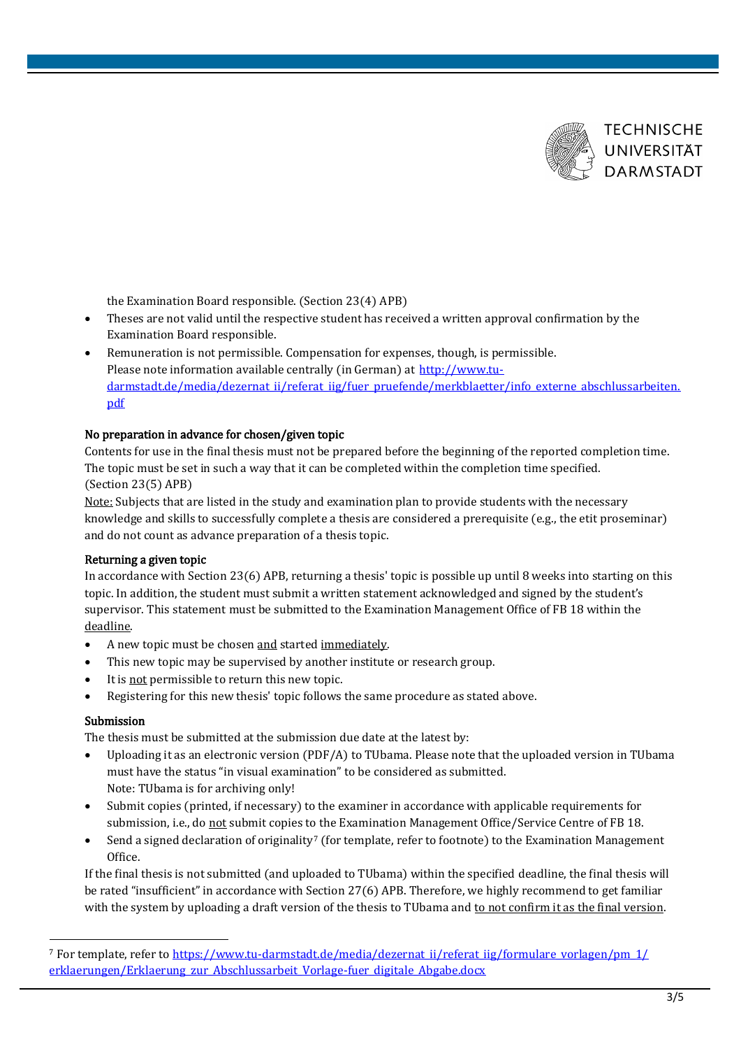the Examination Board responsible. (Section 23(4) APB)

- Theses are not valid until the respective student has received a written approval confirmation by the Examination Board responsible.
- Remuneration is not permissible. Compensation for expenses, though, is permissible.
  Please note information available centrally (in German) at [http://www.tu-darmstadt.de/media/dezernat_ii/referat_iig/fuer_pruefende/merkblaetter/info_externe_abschlussarbeiten.pdf](http://www.tu-darmstadt.de/media/dezernat_ii/referat_iig/fuer_pruefende/merkblaetter/info_externe_abschlussarbeiten.pdf)

**No preparation in advance for chosen/given topic**

Contents for use in the final thesis must not be prepared before the beginning of the reported completion time. The topic must be set in such a way that it can be completed within the completion time specified. (Section 23(5) APB)

Note: Subjects that are listed in the study and examination plan to provide students with the necessary knowledge and skills to successfully complete a thesis are considered a prerequisite (e.g., the etit proseminar) and do not count as advance preparation of a thesis topic.

**Returning a given topic**

In accordance with Section 23(6) APB, returning a thesis' topic is possible up until 8 weeks into starting on this topic. In addition, the student must submit a written statement acknowledged and signed by the student's supervisor. This statement must be submitted to the Examination Management Office of FB 18 within the deadline.

- A new topic must be chosen and started immediately.
- This new topic may be supervised by another institute or research group.
- It is not permissible to return this new topic.
- Registering for this new thesis' topic follows the same procedure as stated above.

**Submission**

The thesis must be submitted at the submission due date at the latest by:

- Uploading it as an electronic version (PDF/A) to TUbama. Please note that the uploaded version in TUbama must have the status "in visual examination" to be considered as submitted.
  Note: TUbama is for archiving only!
- Submit copies (printed, if necessary) to the examiner in accordance with applicable requirements for submission, i.e., do not submit copies to the Examination Management Office/Service Centre of FB 18.
- Send a signed declaration of originality[7] (for template, refer to footnote) to the Examination Management Office.

If the final thesis is not submitted (and uploaded to TUbama) within the specified deadline, the final thesis will be rated "insufficient" in accordance with Section 27(6) APB. Therefore, we highly recommend to get familiar with the system by uploading a draft version of the thesis to TUbama and to not confirm it as the final version.

[7] For template, refer to [https://www.tu-darmstadt.de/media/dezernat_ii/referat_iig/formulare_vorlagen/pm_1/erklaerungen/Erklaerung_zur_Abschlussarbeit_Vorlage-fuer_digitale_Abgabe.docx](https://www.tu-darmstadt.de/media/dezernat_ii/referat_iig/formulare_vorlagen/pm_1/erklaerungen/Erklaerung_zur_Abschlussarbeit_Vorlage-fuer_digitale_Abgabe.docx)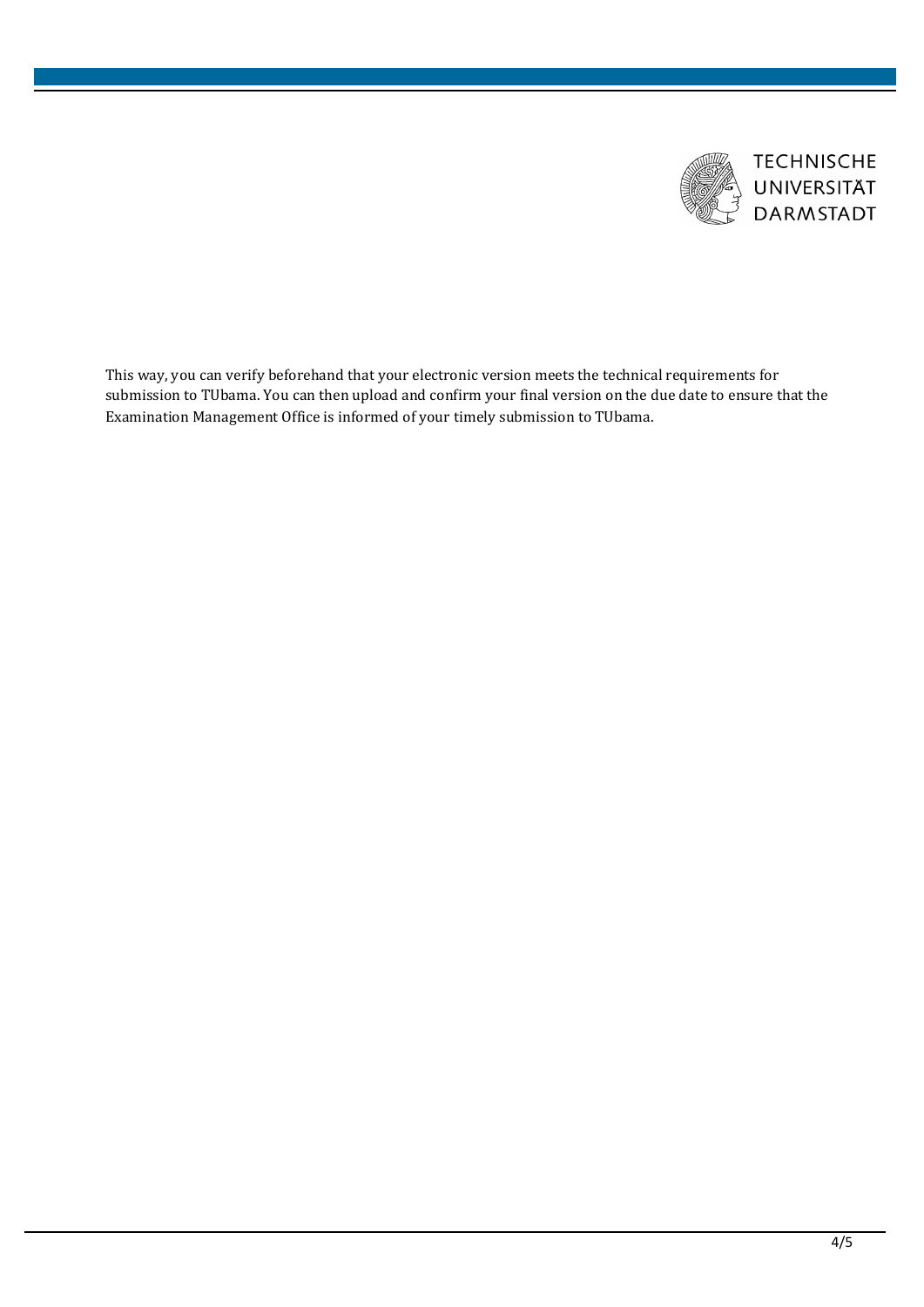This way, you can verify beforehand that your electronic version meets the technical requirements for submission to TUbama. You can then upload and confirm your final version on the due date to ensure that the Examination Management Office is informed of your timely submission to TUbama.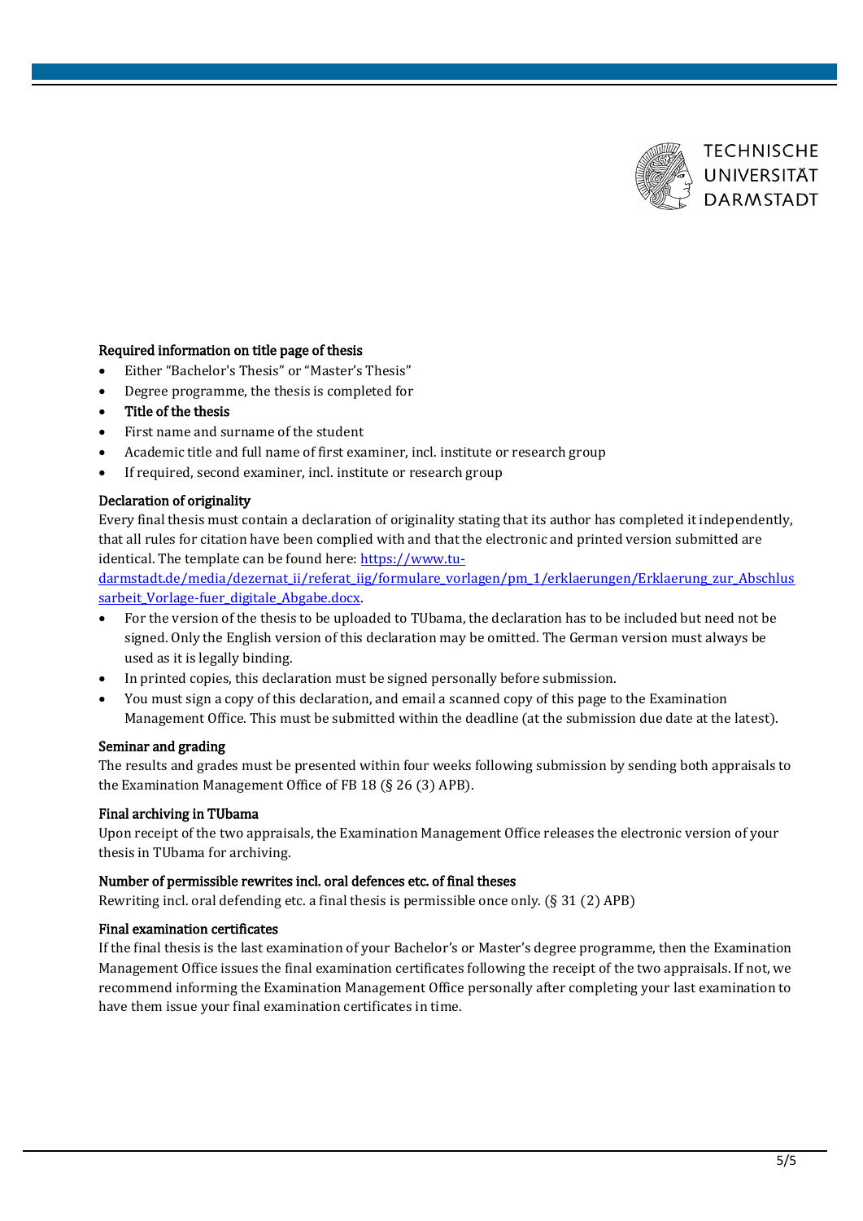**Required information on title page of thesis**

- Either "Bachelor's Thesis" or "Master's Thesis"
- Degree programme, the thesis is completed for
- **Title of the thesis**
- First name and surname of the student
- Academic title and full name of first examiner, incl. institute or research group
- If required, second examiner, incl. institute or research group

**Declaration of originality**

Every final thesis must contain a declaration of originality stating that its author has completed it independently, that all rules for citation have been complied with and that the electronic and printed version submitted are identical. The template can be found here: [https://www.tu-darmstadt.de/media/dezernat_ii/referat_iig/formulare_vorlagen/pm_1/erklaerungen/Erklaerung_zur_Abschlussarbeit_Vorlage-fuer_digitale_Abgabe.docx](https://www.tu-darmstadt.de/media/dezernat_ii/referat_iig/formulare_vorlagen/pm_1/erklaerungen/Erklaerung_zur_Abschlussarbeit_Vorlage-fuer_digitale_Abgabe.docx).

- For the version of the thesis to be uploaded to TUbama, the declaration has to be included but need not be signed. Only the English version of this declaration may be omitted. The German version must always be used as it is legally binding.
- In printed copies, this declaration must be signed personally before submission.
- You must sign a copy of this declaration, and email a scanned copy of this page to the Examination Management Office. This must be submitted within the deadline (at the submission due date at the latest).

**Seminar and grading**

The results and grades must be presented within four weeks following submission by sending both appraisals to the Examination Management Office of FB 18 (§ 26 (3) APB).

**Final archiving in TUbama**

Upon receipt of the two appraisals, the Examination Management Office releases the electronic version of your thesis in TUbama for archiving.

**Number of permissible rewrites incl. oral defences etc. of final theses**

Rewriting incl. oral defending etc. a final thesis is permissible once only. (§ 31 (2) APB)

**Final examination certificates**

If the final thesis is the last examination of your Bachelor's or Master's degree programme, then the Examination Management Office issues the final examination certificates following the receipt of the two appraisals. If not, we recommend informing the Examination Management Office personally after completing your last examination to have them issue your final examination certificates in time.